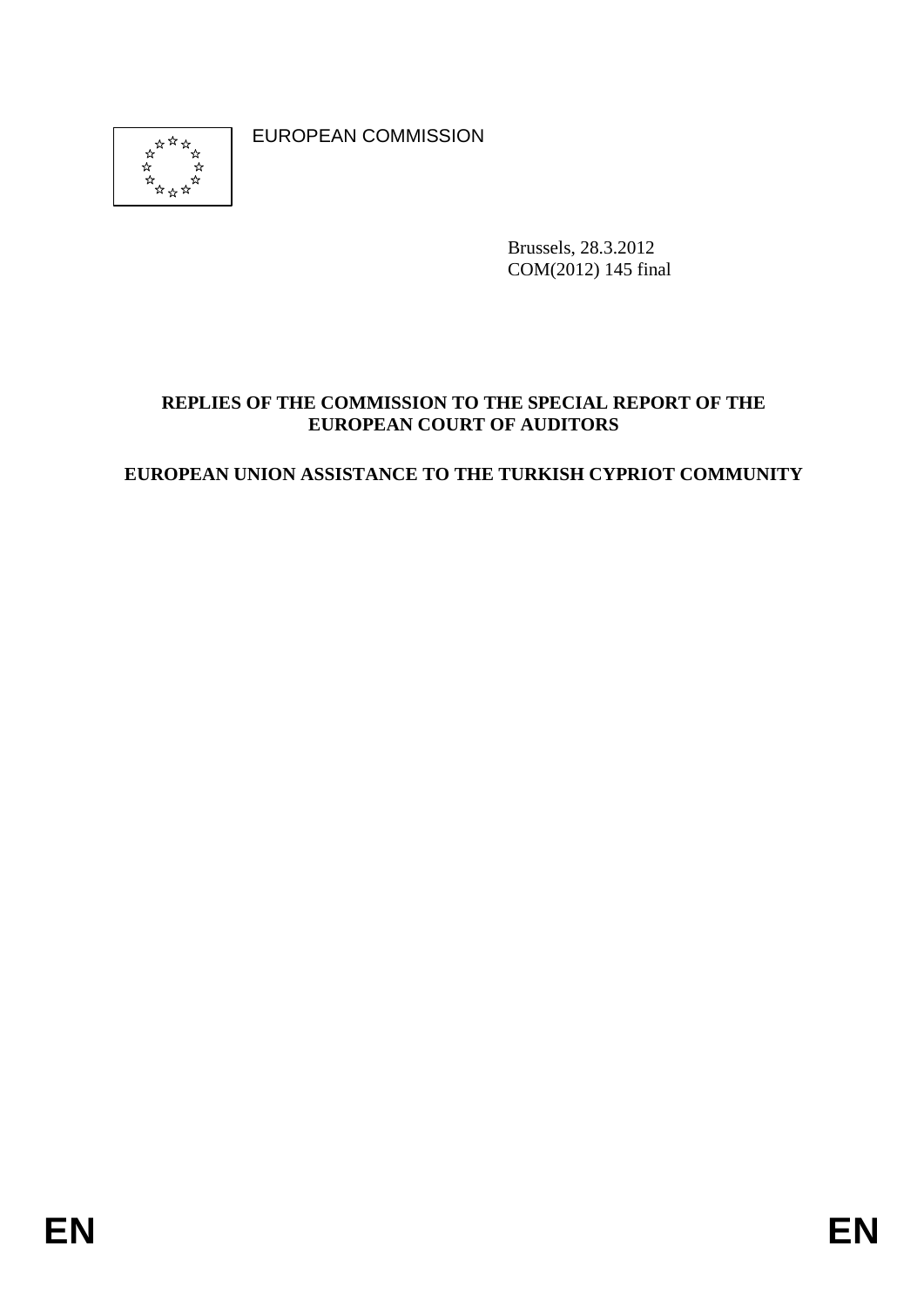EUROPEAN COMMISSION

Brussels, 28.3.2012
COM(2012) 145 final

# REPLIES OF THE COMMISSION TO THE SPECIAL REPORT OF THE EUROPEAN COURT OF AUDITORS

## EUROPEAN UNION ASSISTANCE TO THE TURKISH CYPRIOT COMMUNITY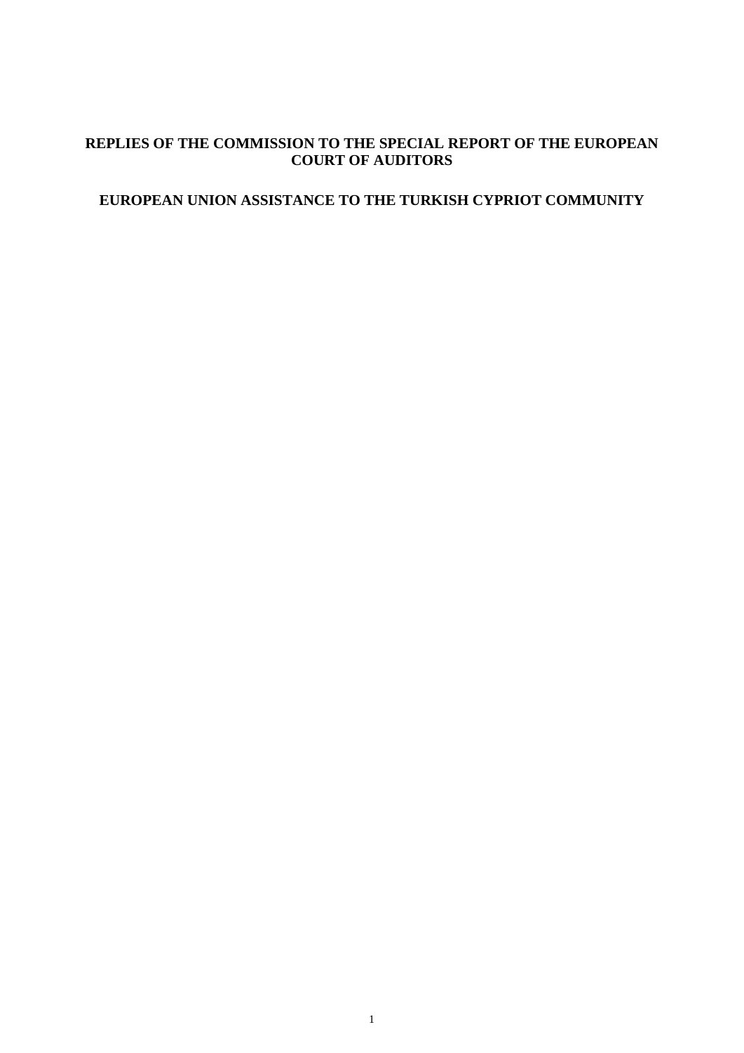**REPLIES OF THE COMMISSION TO THE SPECIAL REPORT OF THE EUROPEAN COURT OF AUDITORS**

**EUROPEAN UNION ASSISTANCE TO THE TURKISH CYPRIOT COMMUNITY**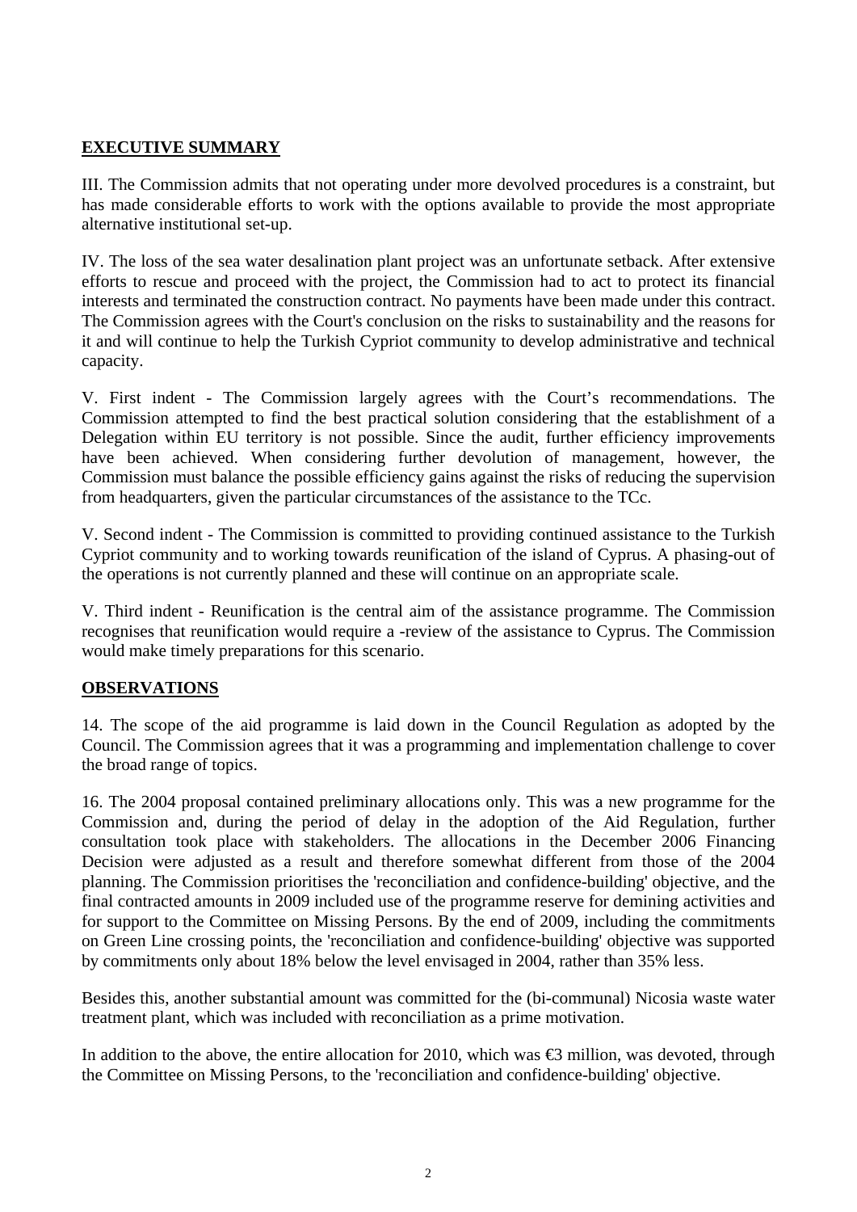## EXECUTIVE SUMMARY

III. The Commission admits that not operating under more devolved procedures is a constraint, but has made considerable efforts to work with the options available to provide the most appropriate alternative institutional set-up.

IV. The loss of the sea water desalination plant project was an unfortunate setback. After extensive efforts to rescue and proceed with the project, the Commission had to act to protect its financial interests and terminated the construction contract. No payments have been made under this contract. The Commission agrees with the Court's conclusion on the risks to sustainability and the reasons for it and will continue to help the Turkish Cypriot community to develop administrative and technical capacity.

V. First indent - The Commission largely agrees with the Court's recommendations. The Commission attempted to find the best practical solution considering that the establishment of a Delegation within EU territory is not possible. Since the audit, further efficiency improvements have been achieved. When considering further devolution of management, however, the Commission must balance the possible efficiency gains against the risks of reducing the supervision from headquarters, given the particular circumstances of the assistance to the TCc.

V. Second indent - The Commission is committed to providing continued assistance to the Turkish Cypriot community and to working towards reunification of the island of Cyprus. A phasing-out of the operations is not currently planned and these will continue on an appropriate scale.

V. Third indent - Reunification is the central aim of the assistance programme. The Commission recognises that reunification would require a -review of the assistance to Cyprus. The Commission would make timely preparations for this scenario.

## OBSERVATIONS

14. The scope of the aid programme is laid down in the Council Regulation as adopted by the Council. The Commission agrees that it was a programming and implementation challenge to cover the broad range of topics.

16. The 2004 proposal contained preliminary allocations only. This was a new programme for the Commission and, during the period of delay in the adoption of the Aid Regulation, further consultation took place with stakeholders. The allocations in the December 2006 Financing Decision were adjusted as a result and therefore somewhat different from those of the 2004 planning. The Commission prioritises the 'reconciliation and confidence-building' objective, and the final contracted amounts in 2009 included use of the programme reserve for demining activities and for support to the Committee on Missing Persons. By the end of 2009, including the commitments on Green Line crossing points, the 'reconciliation and confidence-building' objective was supported by commitments only about 18% below the level envisaged in 2004, rather than 35% less.

Besides this, another substantial amount was committed for the (bi-communal) Nicosia waste water treatment plant, which was included with reconciliation as a prime motivation.

In addition to the above, the entire allocation for 2010, which was €3 million, was devoted, through the Committee on Missing Persons, to the 'reconciliation and confidence-building' objective.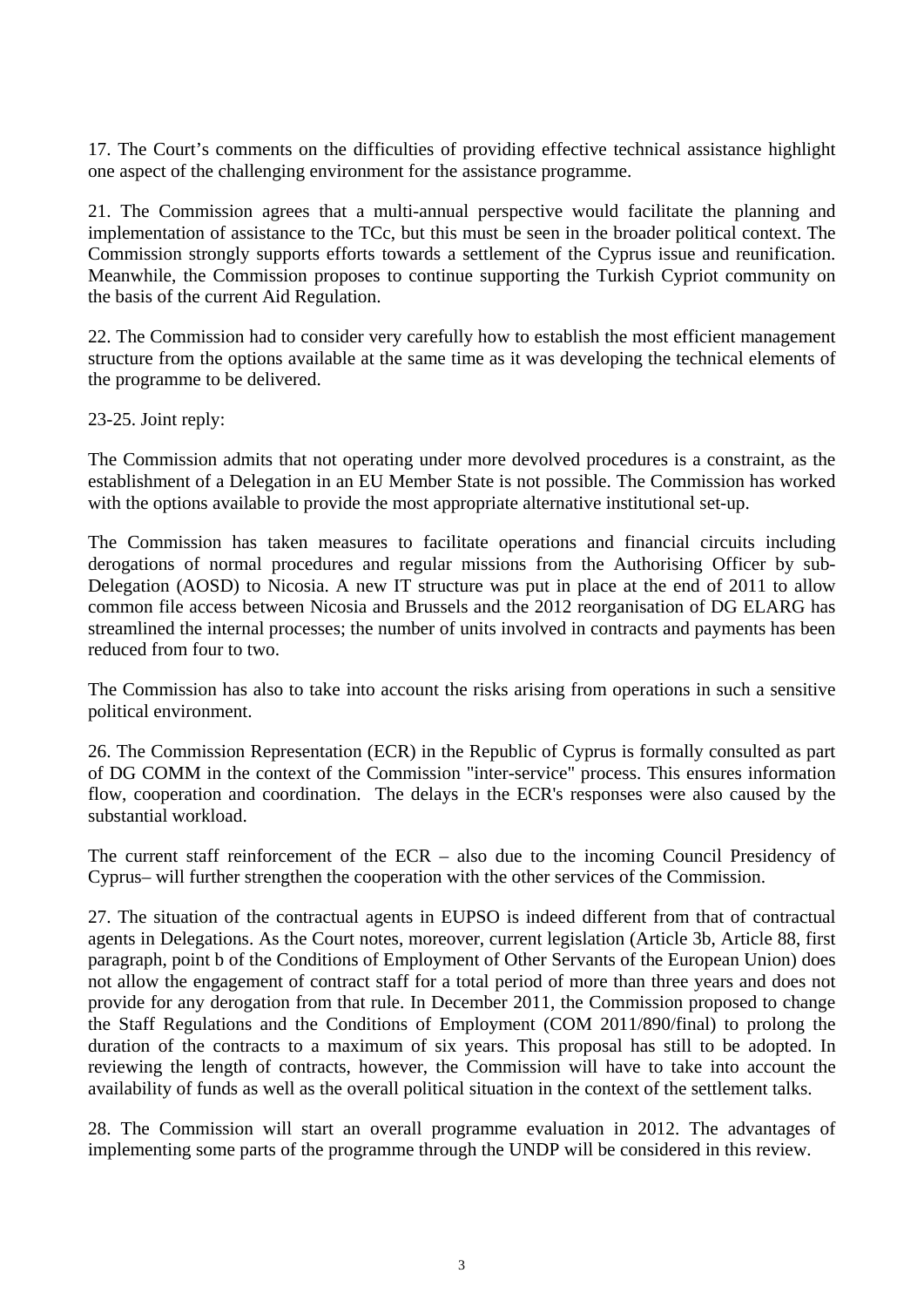17. The Court's comments on the difficulties of providing effective technical assistance highlight one aspect of the challenging environment for the assistance programme.

21. The Commission agrees that a multi-annual perspective would facilitate the planning and implementation of assistance to the TCc, but this must be seen in the broader political context. The Commission strongly supports efforts towards a settlement of the Cyprus issue and reunification. Meanwhile, the Commission proposes to continue supporting the Turkish Cypriot community on the basis of the current Aid Regulation.

22. The Commission had to consider very carefully how to establish the most efficient management structure from the options available at the same time as it was developing the technical elements of the programme to be delivered.

23-25. Joint reply:

The Commission admits that not operating under more devolved procedures is a constraint, as the establishment of a Delegation in an EU Member State is not possible. The Commission has worked with the options available to provide the most appropriate alternative institutional set-up.

The Commission has taken measures to facilitate operations and financial circuits including derogations of normal procedures and regular missions from the Authorising Officer by sub-Delegation (AOSD) to Nicosia. A new IT structure was put in place at the end of 2011 to allow common file access between Nicosia and Brussels and the 2012 reorganisation of DG ELARG has streamlined the internal processes; the number of units involved in contracts and payments has been reduced from four to two.

The Commission has also to take into account the risks arising from operations in such a sensitive political environment.

26. The Commission Representation (ECR) in the Republic of Cyprus is formally consulted as part of DG COMM in the context of the Commission "inter-service" process. This ensures information flow, cooperation and coordination. The delays in the ECR's responses were also caused by the substantial workload.

The current staff reinforcement of the ECR – also due to the incoming Council Presidency of Cyprus– will further strengthen the cooperation with the other services of the Commission.

27. The situation of the contractual agents in EUPSO is indeed different from that of contractual agents in Delegations. As the Court notes, moreover, current legislation (Article 3b, Article 88, first paragraph, point b of the Conditions of Employment of Other Servants of the European Union) does not allow the engagement of contract staff for a total period of more than three years and does not provide for any derogation from that rule. In December 2011, the Commission proposed to change the Staff Regulations and the Conditions of Employment (COM 2011/890/final) to prolong the duration of the contracts to a maximum of six years. This proposal has still to be adopted. In reviewing the length of contracts, however, the Commission will have to take into account the availability of funds as well as the overall political situation in the context of the settlement talks.

28. The Commission will start an overall programme evaluation in 2012. The advantages of implementing some parts of the programme through the UNDP will be considered in this review.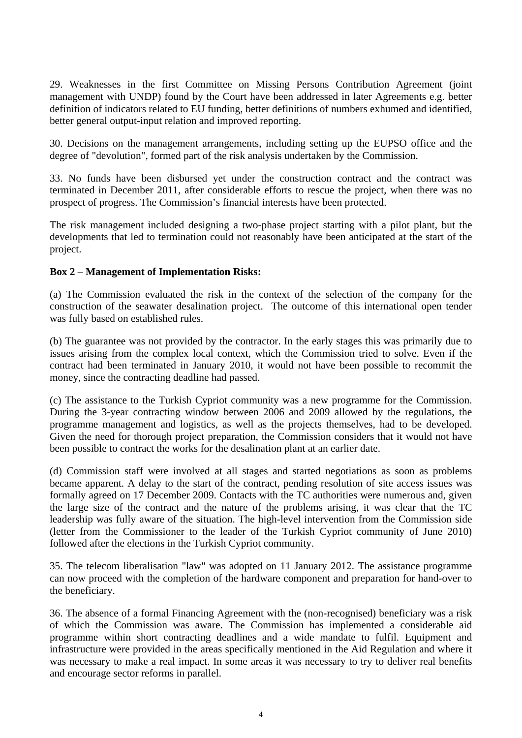29. Weaknesses in the first Committee on Missing Persons Contribution Agreement (joint management with UNDP) found by the Court have been addressed in later Agreements e.g. better definition of indicators related to EU funding, better definitions of numbers exhumed and identified, better general output-input relation and improved reporting.

30. Decisions on the management arrangements, including setting up the EUPSO office and the degree of "devolution", formed part of the risk analysis undertaken by the Commission.

33. No funds have been disbursed yet under the construction contract and the contract was terminated in December 2011, after considerable efforts to rescue the project, when there was no prospect of progress. The Commission's financial interests have been protected.

The risk management included designing a two-phase project starting with a pilot plant, but the developments that led to termination could not reasonably have been anticipated at the start of the project.

**Box 2** – **Management of Implementation Risks:**

(a) The Commission evaluated the risk in the context of the selection of the company for the construction of the seawater desalination project. The outcome of this international open tender was fully based on established rules.

(b) The guarantee was not provided by the contractor. In the early stages this was primarily due to issues arising from the complex local context, which the Commission tried to solve. Even if the contract had been terminated in January 2010, it would not have been possible to recommit the money, since the contracting deadline had passed.

(c) The assistance to the Turkish Cypriot community was a new programme for the Commission. During the 3-year contracting window between 2006 and 2009 allowed by the regulations, the programme management and logistics, as well as the projects themselves, had to be developed. Given the need for thorough project preparation, the Commission considers that it would not have been possible to contract the works for the desalination plant at an earlier date.

(d) Commission staff were involved at all stages and started negotiations as soon as problems became apparent. A delay to the start of the contract, pending resolution of site access issues was formally agreed on 17 December 2009. Contacts with the TC authorities were numerous and, given the large size of the contract and the nature of the problems arising, it was clear that the TC leadership was fully aware of the situation. The high-level intervention from the Commission side (letter from the Commissioner to the leader of the Turkish Cypriot community of June 2010) followed after the elections in the Turkish Cypriot community.

35. The telecom liberalisation "law" was adopted on 11 January 2012. The assistance programme can now proceed with the completion of the hardware component and preparation for hand-over to the beneficiary.

36. The absence of a formal Financing Agreement with the (non-recognised) beneficiary was a risk of which the Commission was aware. The Commission has implemented a considerable aid programme within short contracting deadlines and a wide mandate to fulfil. Equipment and infrastructure were provided in the areas specifically mentioned in the Aid Regulation and where it was necessary to make a real impact. In some areas it was necessary to try to deliver real benefits and encourage sector reforms in parallel.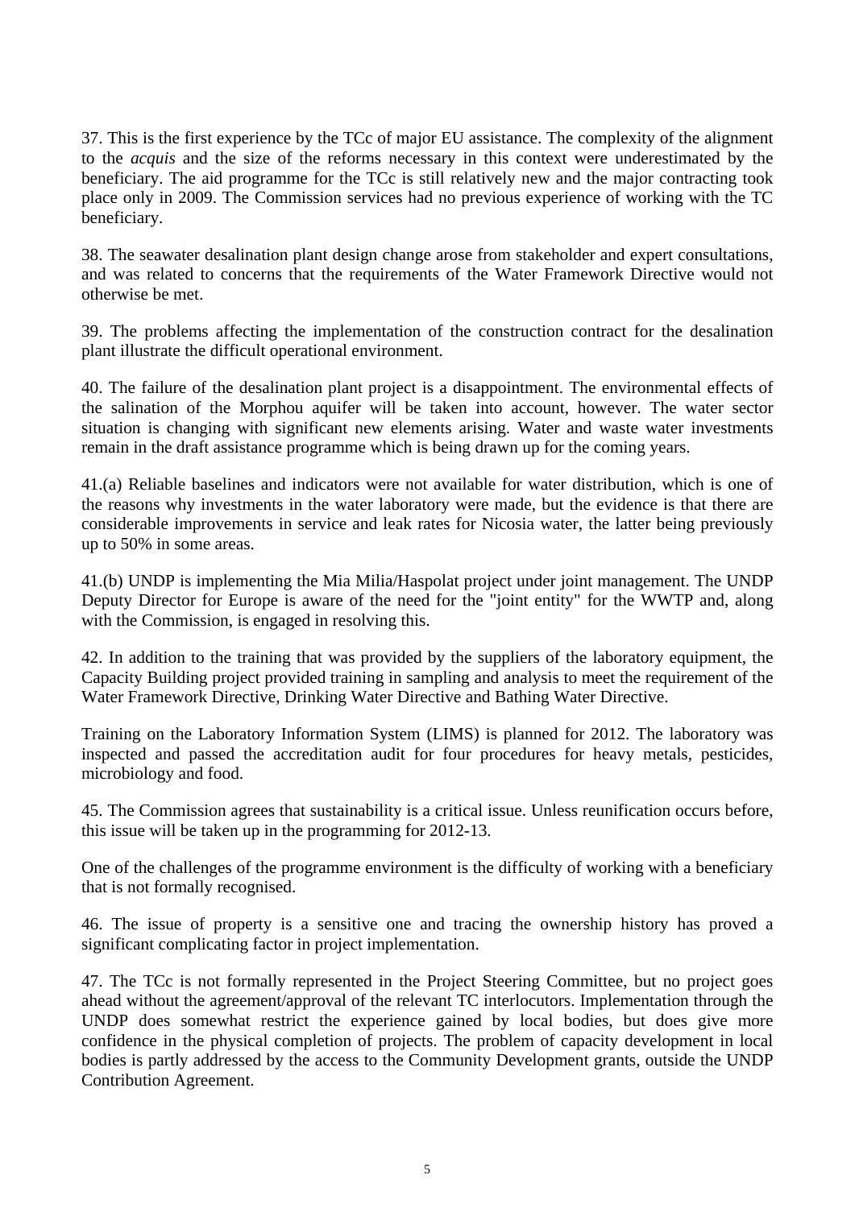37. This is the first experience by the TCc of major EU assistance. The complexity of the alignment to the *acquis* and the size of the reforms necessary in this context were underestimated by the beneficiary. The aid programme for the TCc is still relatively new and the major contracting took place only in 2009. The Commission services had no previous experience of working with the TC beneficiary.

38. The seawater desalination plant design change arose from stakeholder and expert consultations, and was related to concerns that the requirements of the Water Framework Directive would not otherwise be met.

39. The problems affecting the implementation of the construction contract for the desalination plant illustrate the difficult operational environment.

40. The failure of the desalination plant project is a disappointment. The environmental effects of the salination of the Morphou aquifer will be taken into account, however. The water sector situation is changing with significant new elements arising. Water and waste water investments remain in the draft assistance programme which is being drawn up for the coming years.

41.(a) Reliable baselines and indicators were not available for water distribution, which is one of the reasons why investments in the water laboratory were made, but the evidence is that there are considerable improvements in service and leak rates for Nicosia water, the latter being previously up to 50% in some areas.

41.(b) UNDP is implementing the Mia Milia/Haspolat project under joint management. The UNDP Deputy Director for Europe is aware of the need for the "joint entity" for the WWTP and, along with the Commission, is engaged in resolving this.

42. In addition to the training that was provided by the suppliers of the laboratory equipment, the Capacity Building project provided training in sampling and analysis to meet the requirement of the Water Framework Directive, Drinking Water Directive and Bathing Water Directive.

Training on the Laboratory Information System (LIMS) is planned for 2012. The laboratory was inspected and passed the accreditation audit for four procedures for heavy metals, pesticides, microbiology and food.

45. The Commission agrees that sustainability is a critical issue. Unless reunification occurs before, this issue will be taken up in the programming for 2012-13.

One of the challenges of the programme environment is the difficulty of working with a beneficiary that is not formally recognised.

46. The issue of property is a sensitive one and tracing the ownership history has proved a significant complicating factor in project implementation.

47. The TCc is not formally represented in the Project Steering Committee, but no project goes ahead without the agreement/approval of the relevant TC interlocutors. Implementation through the UNDP does somewhat restrict the experience gained by local bodies, but does give more confidence in the physical completion of projects. The problem of capacity development in local bodies is partly addressed by the access to the Community Development grants, outside the UNDP Contribution Agreement.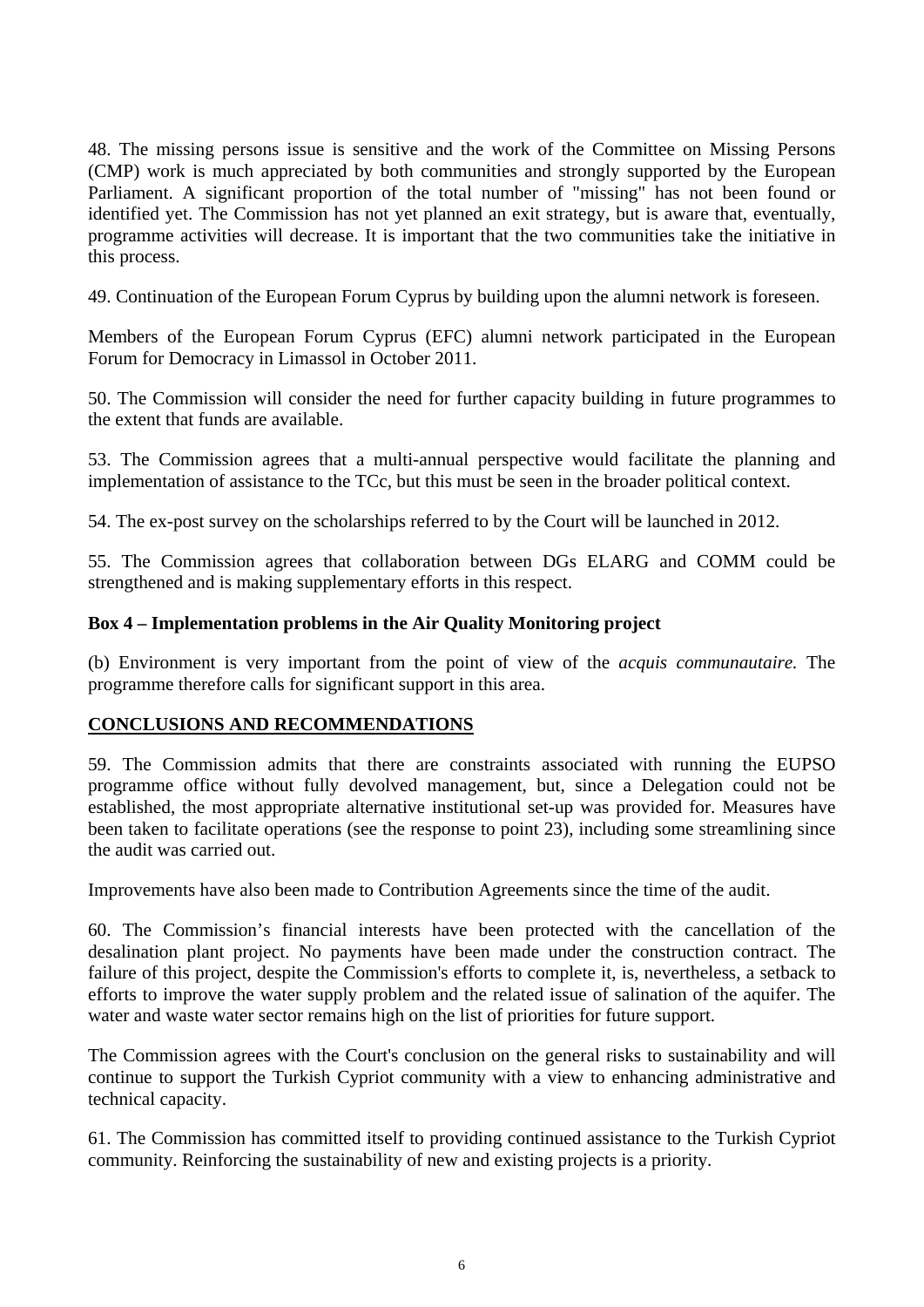48. The missing persons issue is sensitive and the work of the Committee on Missing Persons (CMP) work is much appreciated by both communities and strongly supported by the European Parliament. A significant proportion of the total number of "missing" has not been found or identified yet. The Commission has not yet planned an exit strategy, but is aware that, eventually, programme activities will decrease. It is important that the two communities take the initiative in this process.

49. Continuation of the European Forum Cyprus by building upon the alumni network is foreseen.

Members of the European Forum Cyprus (EFC) alumni network participated in the European Forum for Democracy in Limassol in October 2011.

50. The Commission will consider the need for further capacity building in future programmes to the extent that funds are available.

53. The Commission agrees that a multi-annual perspective would facilitate the planning and implementation of assistance to the TCc, but this must be seen in the broader political context.

54. The ex-post survey on the scholarships referred to by the Court will be launched in 2012.

55. The Commission agrees that collaboration between DGs ELARG and COMM could be strengthened and is making supplementary efforts in this respect.

**Box 4 – Implementation problems in the Air Quality Monitoring project**

(b) Environment is very important from the point of view of the *acquis communautaire.* The programme therefore calls for significant support in this area.

## CONCLUSIONS AND RECOMMENDATIONS

59. The Commission admits that there are constraints associated with running the EUPSO programme office without fully devolved management, but, since a Delegation could not be established, the most appropriate alternative institutional set-up was provided for. Measures have been taken to facilitate operations (see the response to point 23), including some streamlining since the audit was carried out.

Improvements have also been made to Contribution Agreements since the time of the audit.

60. The Commission's financial interests have been protected with the cancellation of the desalination plant project. No payments have been made under the construction contract. The failure of this project, despite the Commission's efforts to complete it, is, nevertheless, a setback to efforts to improve the water supply problem and the related issue of salination of the aquifer. The water and waste water sector remains high on the list of priorities for future support.

The Commission agrees with the Court's conclusion on the general risks to sustainability and will continue to support the Turkish Cypriot community with a view to enhancing administrative and technical capacity.

61. The Commission has committed itself to providing continued assistance to the Turkish Cypriot community. Reinforcing the sustainability of new and existing projects is a priority.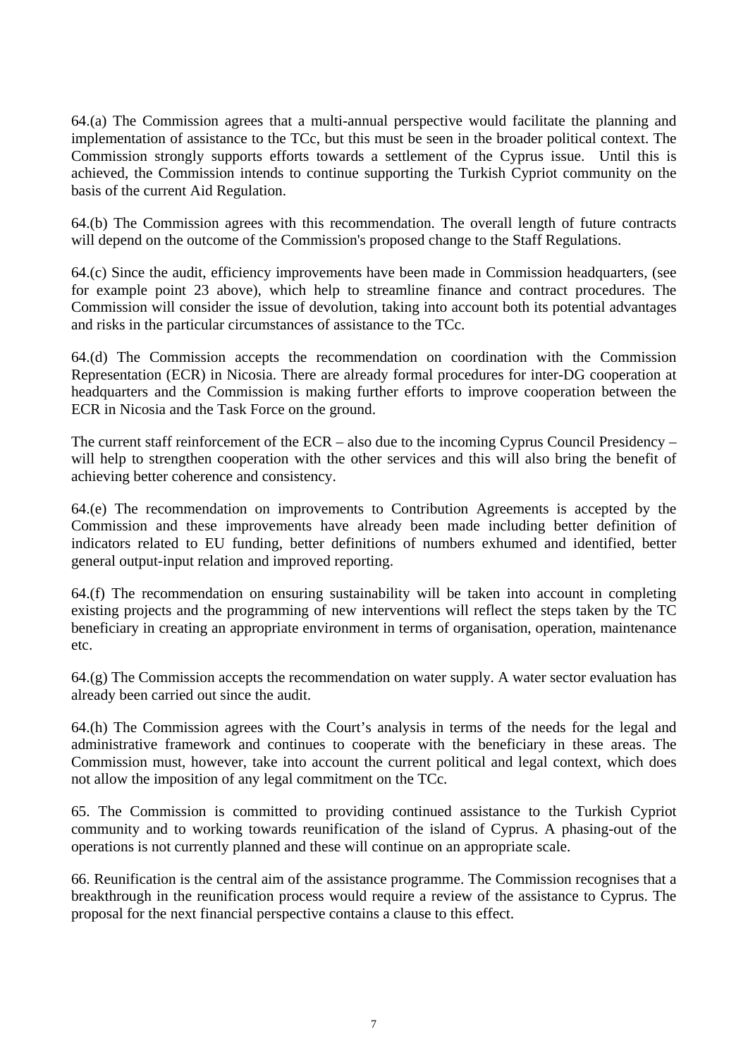64.(a) The Commission agrees that a multi-annual perspective would facilitate the planning and implementation of assistance to the TCc, but this must be seen in the broader political context. The Commission strongly supports efforts towards a settlement of the Cyprus issue. Until this is achieved, the Commission intends to continue supporting the Turkish Cypriot community on the basis of the current Aid Regulation.

64.(b) The Commission agrees with this recommendation. The overall length of future contracts will depend on the outcome of the Commission's proposed change to the Staff Regulations.

64.(c) Since the audit, efficiency improvements have been made in Commission headquarters, (see for example point 23 above), which help to streamline finance and contract procedures. The Commission will consider the issue of devolution, taking into account both its potential advantages and risks in the particular circumstances of assistance to the TCc.

64.(d) The Commission accepts the recommendation on coordination with the Commission Representation (ECR) in Nicosia. There are already formal procedures for inter-DG cooperation at headquarters and the Commission is making further efforts to improve cooperation between the ECR in Nicosia and the Task Force on the ground.

The current staff reinforcement of the ECR – also due to the incoming Cyprus Council Presidency – will help to strengthen cooperation with the other services and this will also bring the benefit of achieving better coherence and consistency.

64.(e) The recommendation on improvements to Contribution Agreements is accepted by the Commission and these improvements have already been made including better definition of indicators related to EU funding, better definitions of numbers exhumed and identified, better general output-input relation and improved reporting.

64.(f) The recommendation on ensuring sustainability will be taken into account in completing existing projects and the programming of new interventions will reflect the steps taken by the TC beneficiary in creating an appropriate environment in terms of organisation, operation, maintenance etc.

64.(g) The Commission accepts the recommendation on water supply. A water sector evaluation has already been carried out since the audit.

64.(h) The Commission agrees with the Court's analysis in terms of the needs for the legal and administrative framework and continues to cooperate with the beneficiary in these areas. The Commission must, however, take into account the current political and legal context, which does not allow the imposition of any legal commitment on the TCc.

65. The Commission is committed to providing continued assistance to the Turkish Cypriot community and to working towards reunification of the island of Cyprus. A phasing-out of the operations is not currently planned and these will continue on an appropriate scale.

66. Reunification is the central aim of the assistance programme. The Commission recognises that a breakthrough in the reunification process would require a review of the assistance to Cyprus. The proposal for the next financial perspective contains a clause to this effect.